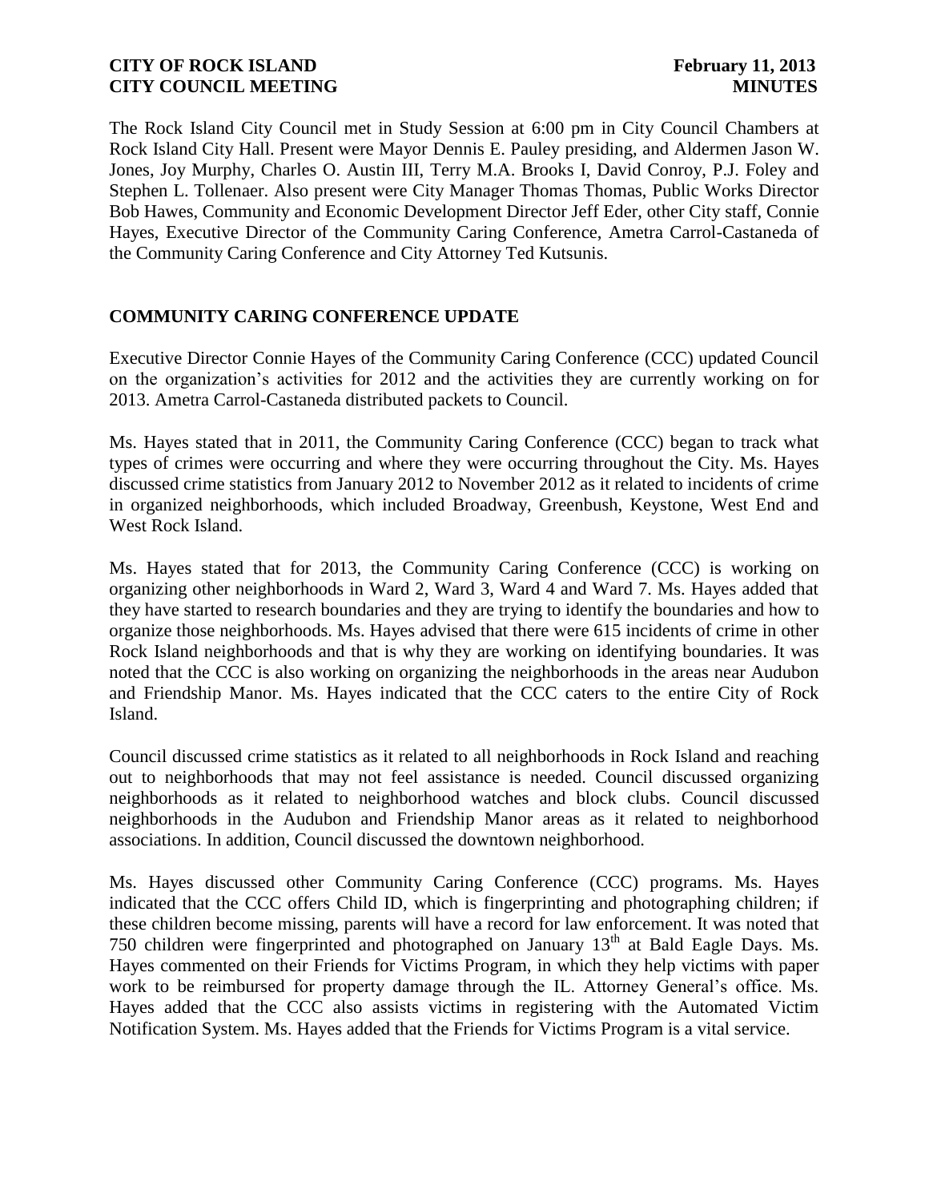The Rock Island City Council met in Study Session at 6:00 pm in City Council Chambers at Rock Island City Hall. Present were Mayor Dennis E. Pauley presiding, and Aldermen Jason W. Jones, Joy Murphy, Charles O. Austin III, Terry M.A. Brooks I, David Conroy, P.J. Foley and Stephen L. Tollenaer. Also present were City Manager Thomas Thomas, Public Works Director Bob Hawes, Community and Economic Development Director Jeff Eder, other City staff, Connie Hayes, Executive Director of the Community Caring Conference, Ametra Carrol-Castaneda of the Community Caring Conference and City Attorney Ted Kutsunis.

## COMMUNITY CARING CONFERENCE UPDATE

Executive Director Connie Hayes of the Community Caring Conference (CCC) updated Council on the organization's activities for 2012 and the activities they are currently working on for 2013. Ametra Carrol-Castaneda distributed packets to Council.

Ms. Hayes stated that in 2011, the Community Caring Conference (CCC) began to track what types of crimes were occurring and where they were occurring throughout the City. Ms. Hayes discussed crime statistics from January 2012 to November 2012 as it related to incidents of crime in organized neighborhoods, which included Broadway, Greenbush, Keystone, West End and West Rock Island.

Ms. Hayes stated that for 2013, the Community Caring Conference (CCC) is working on organizing other neighborhoods in Ward 2, Ward 3, Ward 4 and Ward 7. Ms. Hayes added that they have started to research boundaries and they are trying to identify the boundaries and how to organize those neighborhoods. Ms. Hayes advised that there were 615 incidents of crime in other Rock Island neighborhoods and that is why they are working on identifying boundaries. It was noted that the CCC is also working on organizing the neighborhoods in the areas near Audubon and Friendship Manor. Ms. Hayes indicated that the CCC caters to the entire City of Rock Island.

Council discussed crime statistics as it related to all neighborhoods in Rock Island and reaching out to neighborhoods that may not feel assistance is needed. Council discussed organizing neighborhoods as it related to neighborhood watches and block clubs. Council discussed neighborhoods in the Audubon and Friendship Manor areas as it related to neighborhood associations. In addition, Council discussed the downtown neighborhood.

Ms. Hayes discussed other Community Caring Conference (CCC) programs. Ms. Hayes indicated that the CCC offers Child ID, which is fingerprinting and photographing children; if these children become missing, parents will have a record for law enforcement. It was noted that 750 children were fingerprinted and photographed on January 13th at Bald Eagle Days. Ms. Hayes commented on their Friends for Victims Program, in which they help victims with paper work to be reimbursed for property damage through the IL. Attorney General's office. Ms. Hayes added that the CCC also assists victims in registering with the Automated Victim Notification System. Ms. Hayes added that the Friends for Victims Program is a vital service.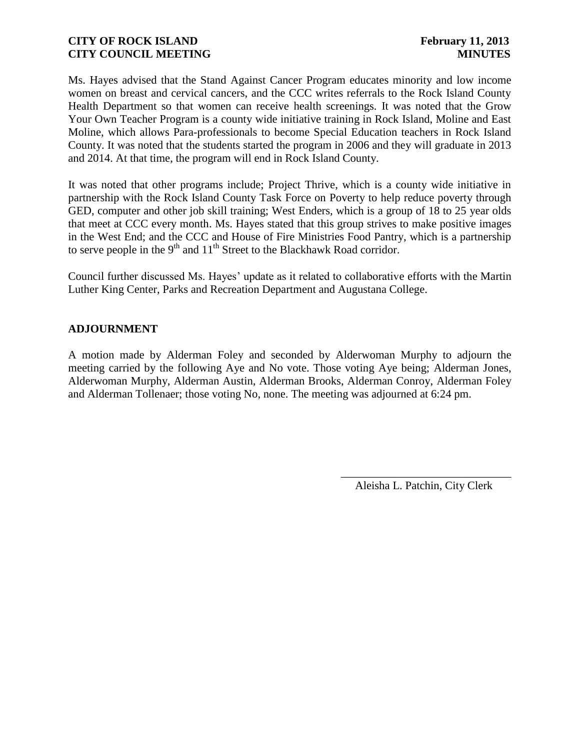Ms. Hayes advised that the Stand Against Cancer Program educates minority and low income women on breast and cervical cancers, and the CCC writes referrals to the Rock Island County Health Department so that women can receive health screenings. It was noted that the Grow Your Own Teacher Program is a county wide initiative training in Rock Island, Moline and East Moline, which allows Para-professionals to become Special Education teachers in Rock Island County. It was noted that the students started the program in 2006 and they will graduate in 2013 and 2014. At that time, the program will end in Rock Island County.

It was noted that other programs include; Project Thrive, which is a county wide initiative in partnership with the Rock Island County Task Force on Poverty to help reduce poverty through GED, computer and other job skill training; West Enders, which is a group of 18 to 25 year olds that meet at CCC every month. Ms. Hayes stated that this group strives to make positive images in the West End; and the CCC and House of Fire Ministries Food Pantry, which is a partnership to serve people in the 9th and 11th Street to the Blackhawk Road corridor.

Council further discussed Ms. Hayes' update as it related to collaborative efforts with the Martin Luther King Center, Parks and Recreation Department and Augustana College.

## ADJOURNMENT

A motion made by Alderman Foley and seconded by Alderwoman Murphy to adjourn the meeting carried by the following Aye and No vote. Those voting Aye being; Alderman Jones, Alderwoman Murphy, Alderman Austin, Alderman Brooks, Alderman Conroy, Alderman Foley and Alderman Tollenaer; those voting No, none. The meeting was adjourned at 6:24 pm.

\_\_\_\_\_\_\_\_\_\_\_\_\_\_\_\_\_\_\_\_\_\_\_\_\_\_\_\_\_\_

Aleisha L. Patchin, City Clerk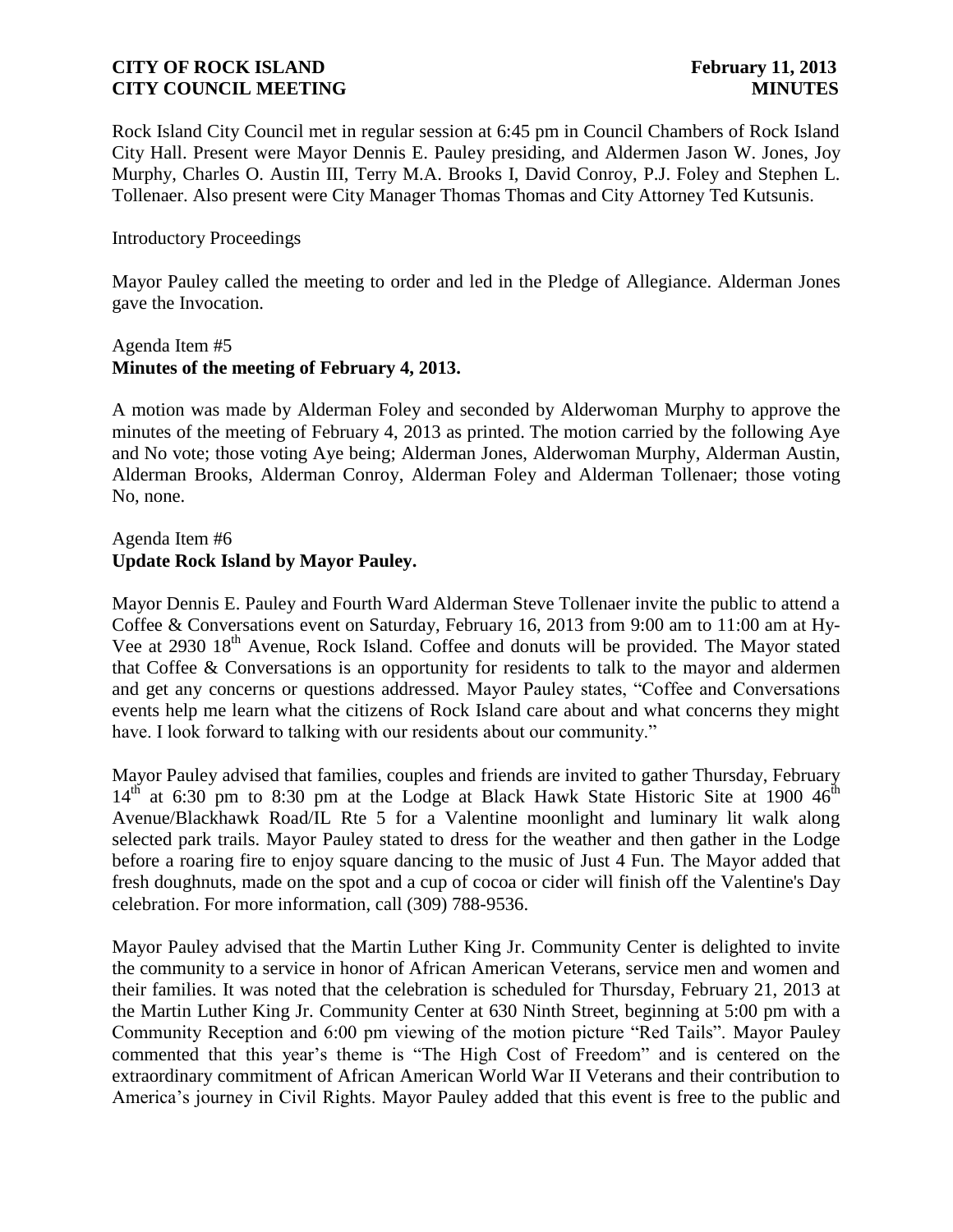Rock Island City Council met in regular session at 6:45 pm in Council Chambers of Rock Island City Hall. Present were Mayor Dennis E. Pauley presiding, and Aldermen Jason W. Jones, Joy Murphy, Charles O. Austin III, Terry M.A. Brooks I, David Conroy, P.J. Foley and Stephen L. Tollenaer. Also present were City Manager Thomas Thomas and City Attorney Ted Kutsunis.

Introductory Proceedings

Mayor Pauley called the meeting to order and led in the Pledge of Allegiance. Alderman Jones gave the Invocation.

Agenda Item #5
**Minutes of the meeting of February 4, 2013.**

A motion was made by Alderman Foley and seconded by Alderwoman Murphy to approve the minutes of the meeting of February 4, 2013 as printed. The motion carried by the following Aye and No vote; those voting Aye being; Alderman Jones, Alderwoman Murphy, Alderman Austin, Alderman Brooks, Alderman Conroy, Alderman Foley and Alderman Tollenaer; those voting No, none.

Agenda Item #6
**Update Rock Island by Mayor Pauley.**

Mayor Dennis E. Pauley and Fourth Ward Alderman Steve Tollenaer invite the public to attend a Coffee & Conversations event on Saturday, February 16, 2013 from 9:00 am to 11:00 am at Hy-Vee at 2930 18th Avenue, Rock Island. Coffee and donuts will be provided. The Mayor stated that Coffee & Conversations is an opportunity for residents to talk to the mayor and aldermen and get any concerns or questions addressed. Mayor Pauley states, "Coffee and Conversations events help me learn what the citizens of Rock Island care about and what concerns they might have. I look forward to talking with our residents about our community."

Mayor Pauley advised that families, couples and friends are invited to gather Thursday, February 14th at 6:30 pm to 8:30 pm at the Lodge at Black Hawk State Historic Site at 1900 46th Avenue/Blackhawk Road/IL Rte 5 for a Valentine moonlight and luminary lit walk along selected park trails. Mayor Pauley stated to dress for the weather and then gather in the Lodge before a roaring fire to enjoy square dancing to the music of Just 4 Fun. The Mayor added that fresh doughnuts, made on the spot and a cup of cocoa or cider will finish off the Valentine's Day celebration. For more information, call (309) 788-9536.

Mayor Pauley advised that the Martin Luther King Jr. Community Center is delighted to invite the community to a service in honor of African American Veterans, service men and women and their families. It was noted that the celebration is scheduled for Thursday, February 21, 2013 at the Martin Luther King Jr. Community Center at 630 Ninth Street, beginning at 5:00 pm with a Community Reception and 6:00 pm viewing of the motion picture "Red Tails". Mayor Pauley commented that this year's theme is "The High Cost of Freedom" and is centered on the extraordinary commitment of African American World War II Veterans and their contribution to America's journey in Civil Rights. Mayor Pauley added that this event is free to the public and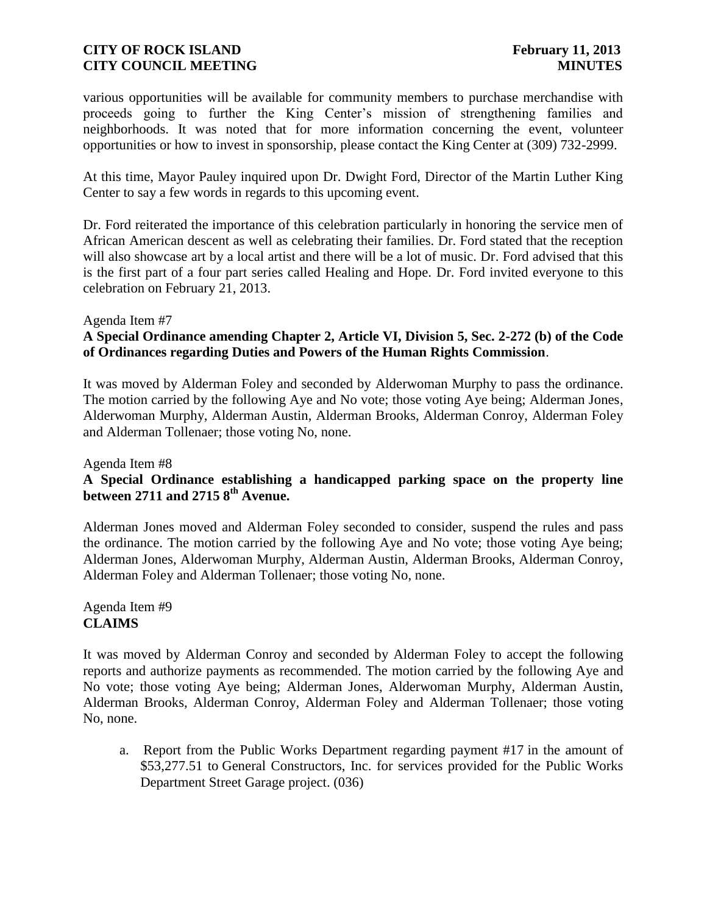various opportunities will be available for community members to purchase merchandise with proceeds going to further the King Center's mission of strengthening families and neighborhoods. It was noted that for more information concerning the event, volunteer opportunities or how to invest in sponsorship, please contact the King Center at (309) 732-2999.

At this time, Mayor Pauley inquired upon Dr. Dwight Ford, Director of the Martin Luther King Center to say a few words in regards to this upcoming event.

Dr. Ford reiterated the importance of this celebration particularly in honoring the service men of African American descent as well as celebrating their families. Dr. Ford stated that the reception will also showcase art by a local artist and there will be a lot of music. Dr. Ford advised that this is the first part of a four part series called Healing and Hope. Dr. Ford invited everyone to this celebration on February 21, 2013.

Agenda Item #7
**A Special Ordinance amending Chapter 2, Article VI, Division 5, Sec. 2-272 (b) of the Code of Ordinances regarding Duties and Powers of the Human Rights Commission**.

It was moved by Alderman Foley and seconded by Alderwoman Murphy to pass the ordinance. The motion carried by the following Aye and No vote; those voting Aye being; Alderman Jones, Alderwoman Murphy, Alderman Austin, Alderman Brooks, Alderman Conroy, Alderman Foley and Alderman Tollenaer; those voting No, none.

Agenda Item #8
**A Special Ordinance establishing a handicapped parking space on the property line between 2711 and 2715 8th Avenue.**

Alderman Jones moved and Alderman Foley seconded to consider, suspend the rules and pass the ordinance. The motion carried by the following Aye and No vote; those voting Aye being; Alderman Jones, Alderwoman Murphy, Alderman Austin, Alderman Brooks, Alderman Conroy, Alderman Foley and Alderman Tollenaer; those voting No, none.

Agenda Item #9
**CLAIMS**

It was moved by Alderman Conroy and seconded by Alderman Foley to accept the following reports and authorize payments as recommended. The motion carried by the following Aye and No vote; those voting Aye being; Alderman Jones, Alderwoman Murphy, Alderman Austin, Alderman Brooks, Alderman Conroy, Alderman Foley and Alderman Tollenaer; those voting No, none.

a. Report from the Public Works Department regarding payment #17 in the amount of $53,277.51 to General Constructors, Inc. for services provided for the Public Works Department Street Garage project. (036)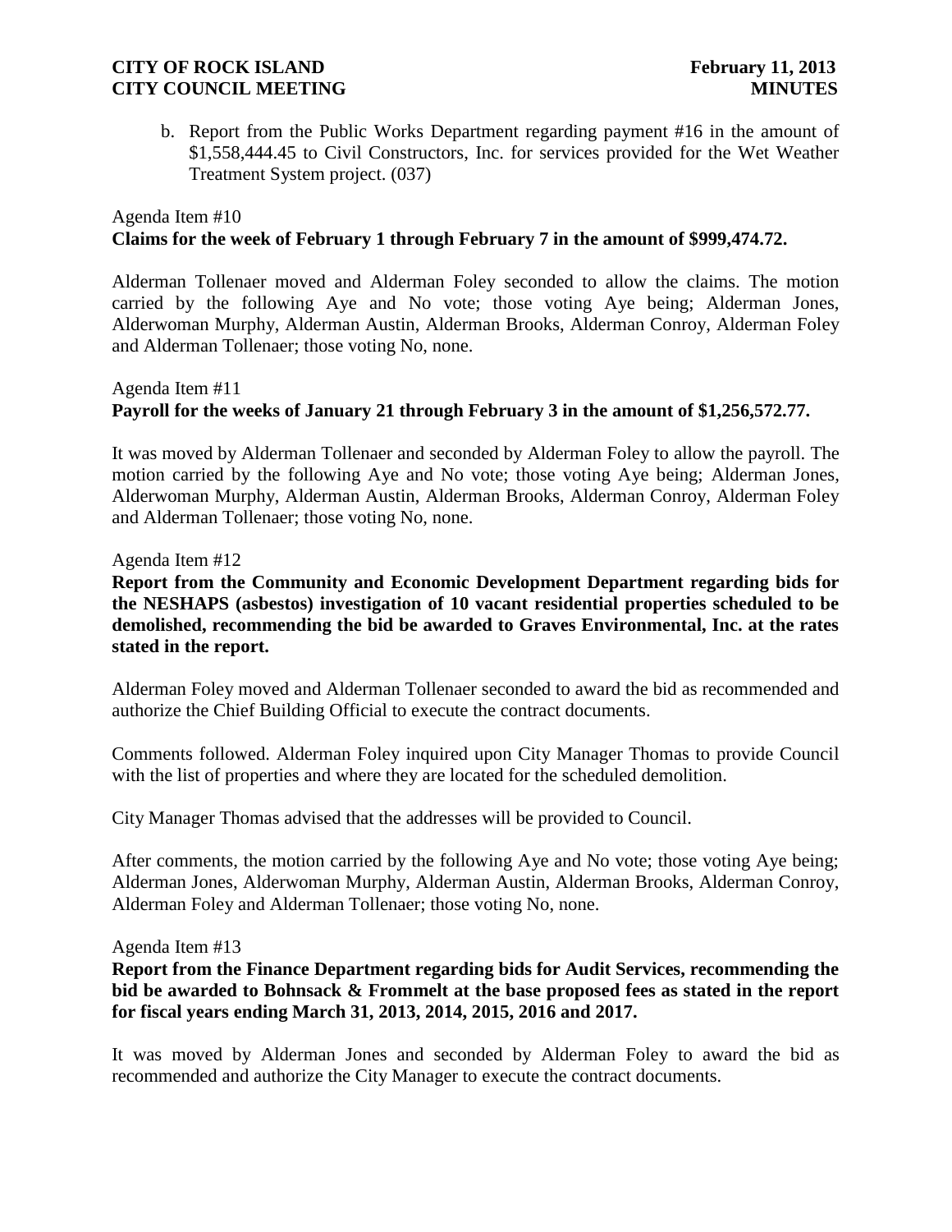b. Report from the Public Works Department regarding payment #16 in the amount of $1,558,444.45 to Civil Constructors, Inc. for services provided for the Wet Weather Treatment System project. (037)

Agenda Item #10
**Claims for the week of February 1 through February 7 in the amount of $999,474.72.**

Alderman Tollenaer moved and Alderman Foley seconded to allow the claims. The motion carried by the following Aye and No vote; those voting Aye being; Alderman Jones, Alderwoman Murphy, Alderman Austin, Alderman Brooks, Alderman Conroy, Alderman Foley and Alderman Tollenaer; those voting No, none.

Agenda Item #11
**Payroll for the weeks of January 21 through February 3 in the amount of $1,256,572.77.**

It was moved by Alderman Tollenaer and seconded by Alderman Foley to allow the payroll. The motion carried by the following Aye and No vote; those voting Aye being; Alderman Jones, Alderwoman Murphy, Alderman Austin, Alderman Brooks, Alderman Conroy, Alderman Foley and Alderman Tollenaer; those voting No, none.

Agenda Item #12
**Report from the Community and Economic Development Department regarding bids for the NESHAPS (asbestos) investigation of 10 vacant residential properties scheduled to be demolished, recommending the bid be awarded to Graves Environmental, Inc. at the rates stated in the report.**

Alderman Foley moved and Alderman Tollenaer seconded to award the bid as recommended and authorize the Chief Building Official to execute the contract documents.

Comments followed. Alderman Foley inquired upon City Manager Thomas to provide Council with the list of properties and where they are located for the scheduled demolition.

City Manager Thomas advised that the addresses will be provided to Council.

After comments, the motion carried by the following Aye and No vote; those voting Aye being; Alderman Jones, Alderwoman Murphy, Alderman Austin, Alderman Brooks, Alderman Conroy, Alderman Foley and Alderman Tollenaer; those voting No, none.

Agenda Item #13
**Report from the Finance Department regarding bids for Audit Services, recommending the bid be awarded to Bohnsack & Frommelt at the base proposed fees as stated in the report for fiscal years ending March 31, 2013, 2014, 2015, 2016 and 2017.**

It was moved by Alderman Jones and seconded by Alderman Foley to award the bid as recommended and authorize the City Manager to execute the contract documents.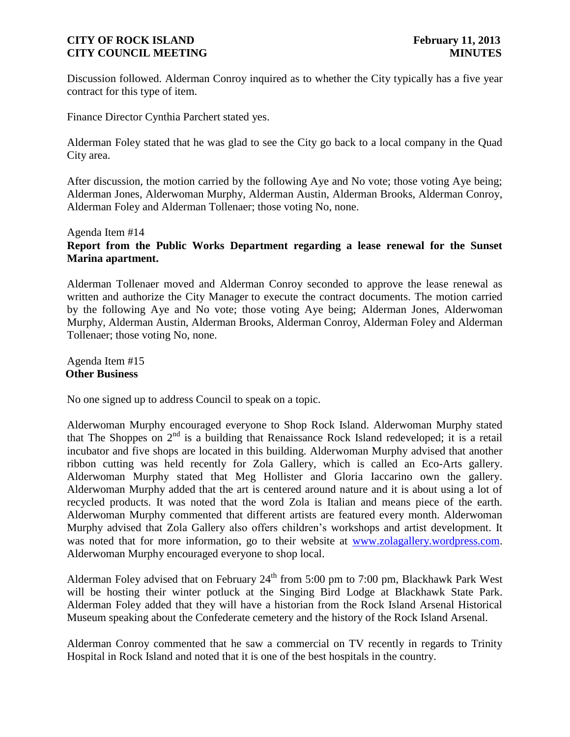Discussion followed. Alderman Conroy inquired as to whether the City typically has a five year contract for this type of item.

Finance Director Cynthia Parchert stated yes.

Alderman Foley stated that he was glad to see the City go back to a local company in the Quad City area.

After discussion, the motion carried by the following Aye and No vote; those voting Aye being; Alderman Jones, Alderwoman Murphy, Alderman Austin, Alderman Brooks, Alderman Conroy, Alderman Foley and Alderman Tollenaer; those voting No, none.

Agenda Item #14
**Report from the Public Works Department regarding a lease renewal for the Sunset Marina apartment.**

Alderman Tollenaer moved and Alderman Conroy seconded to approve the lease renewal as written and authorize the City Manager to execute the contract documents. The motion carried by the following Aye and No vote; those voting Aye being; Alderman Jones, Alderwoman Murphy, Alderman Austin, Alderman Brooks, Alderman Conroy, Alderman Foley and Alderman Tollenaer; those voting No, none.

Agenda Item #15
**Other Business**

No one signed up to address Council to speak on a topic.

Alderwoman Murphy encouraged everyone to Shop Rock Island. Alderwoman Murphy stated that The Shoppes on 2nd is a building that Renaissance Rock Island redeveloped; it is a retail incubator and five shops are located in this building. Alderwoman Murphy advised that another ribbon cutting was held recently for Zola Gallery, which is called an Eco-Arts gallery. Alderwoman Murphy stated that Meg Hollister and Gloria Iaccarino own the gallery. Alderwoman Murphy added that the art is centered around nature and it is about using a lot of recycled products. It was noted that the word Zola is Italian and means piece of the earth. Alderwoman Murphy commented that different artists are featured every month. Alderwoman Murphy advised that Zola Gallery also offers children's workshops and artist development. It was noted that for more information, go to their website at www.zolagallery.wordpress.com. Alderwoman Murphy encouraged everyone to shop local.

Alderman Foley advised that on February 24th from 5:00 pm to 7:00 pm, Blackhawk Park West will be hosting their winter potluck at the Singing Bird Lodge at Blackhawk State Park. Alderman Foley added that they will have a historian from the Rock Island Arsenal Historical Museum speaking about the Confederate cemetery and the history of the Rock Island Arsenal.

Alderman Conroy commented that he saw a commercial on TV recently in regards to Trinity Hospital in Rock Island and noted that it is one of the best hospitals in the country.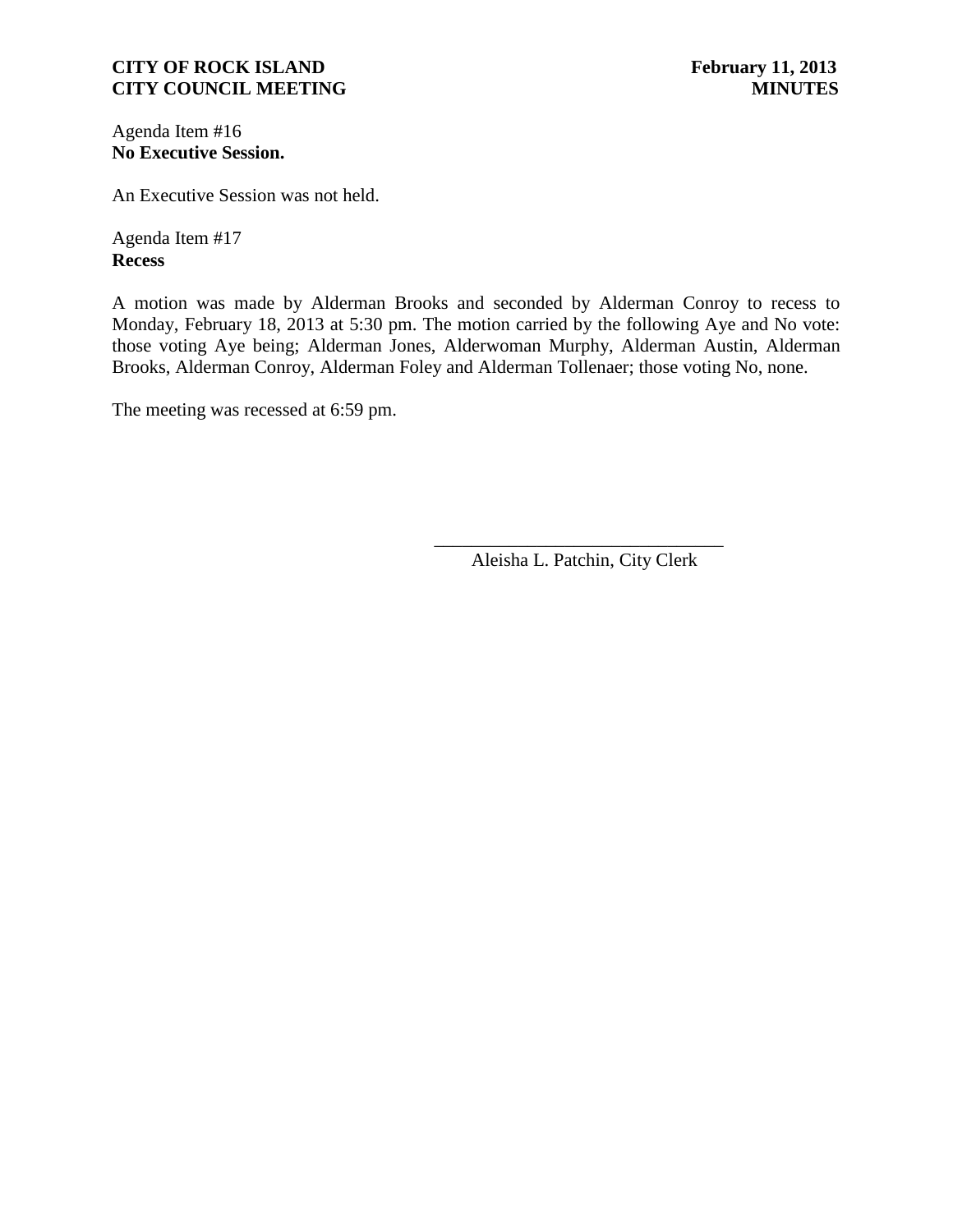Agenda Item #16
**No Executive Session.**

An Executive Session was not held.

Agenda Item #17
**Recess**

A motion was made by Alderman Brooks and seconded by Alderman Conroy to recess to Monday, February 18, 2013 at 5:30 pm. The motion carried by the following Aye and No vote: those voting Aye being; Alderman Jones, Alderwoman Murphy, Alderman Austin, Alderman Brooks, Alderman Conroy, Alderman Foley and Alderman Tollenaer; those voting No, none.

The meeting was recessed at 6:59 pm.

_______________________________
Aleisha L. Patchin, City Clerk